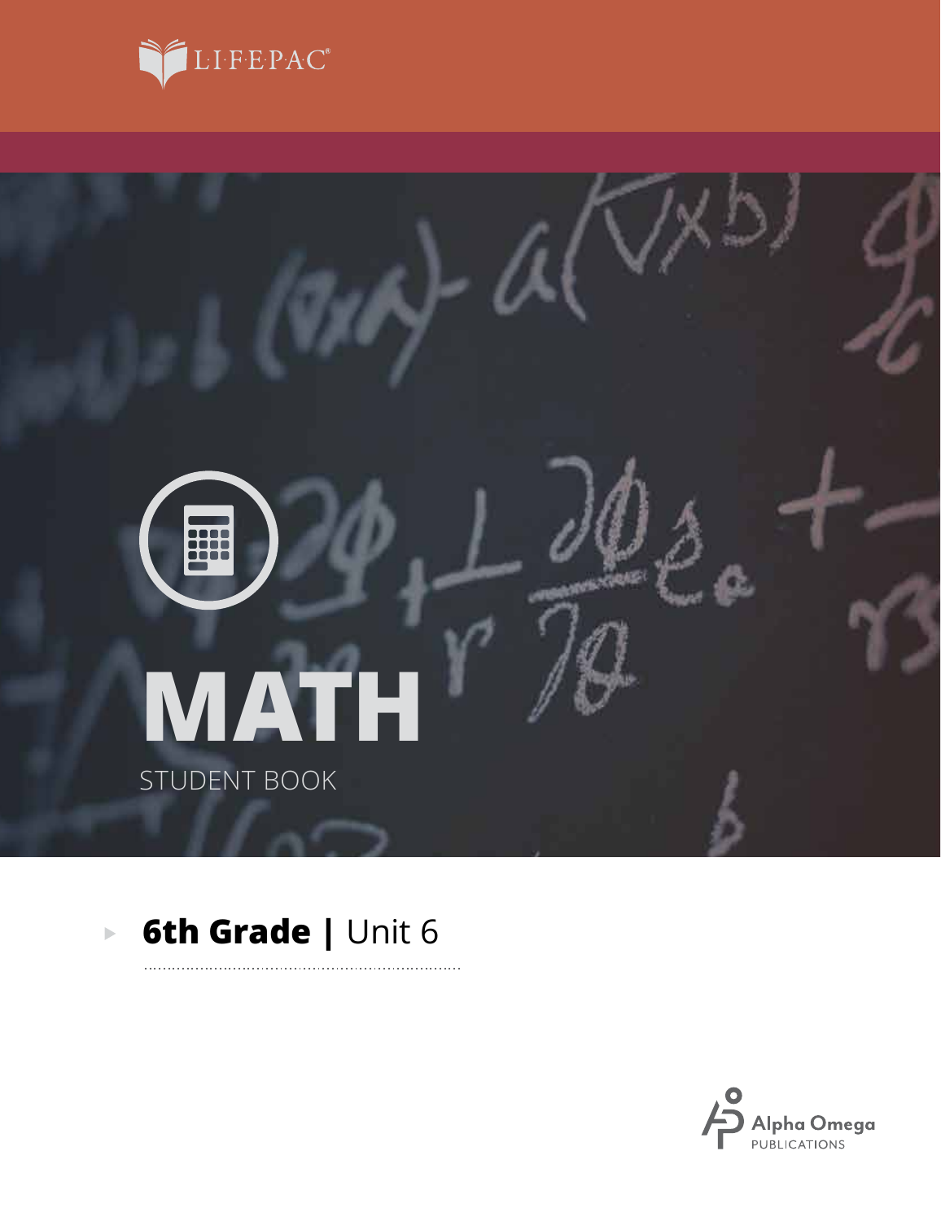LIFEPAC®

# MATH

STUDENT BOOK

**6th Grade |** Unit 6

Alpha Omega PUBLICATIONS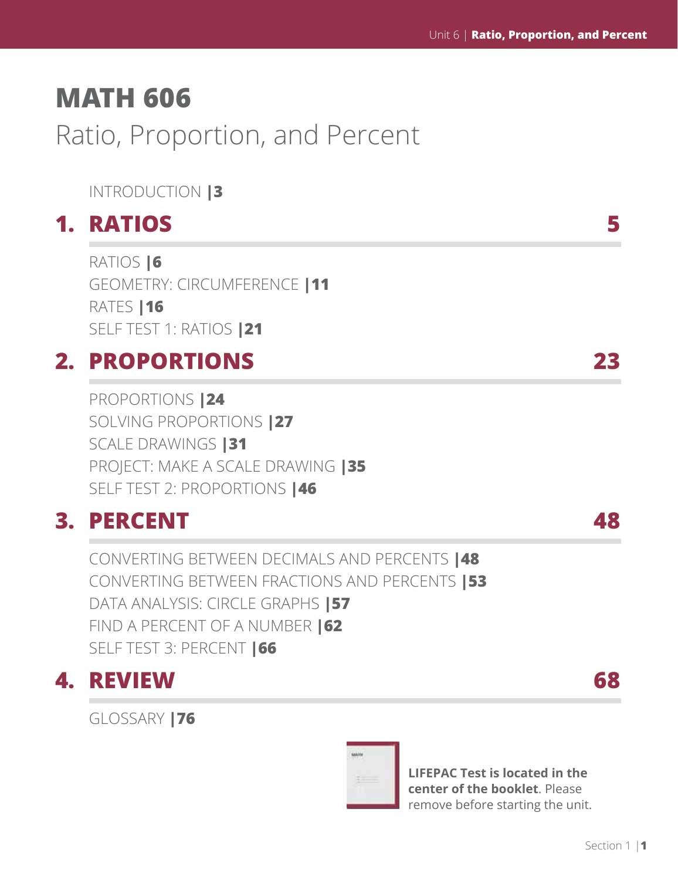# MATH 606

## Ratio, Proportion, and Percent

INTRODUCTION |3

## 1. RATIOS 5

RATIOS |6
GEOMETRY: CIRCUMFERENCE |11
RATES |16
SELF TEST 1: RATIOS |21

## 2. PROPORTIONS 23

PROPORTIONS |24
SOLVING PROPORTIONS |27
SCALE DRAWINGS |31
PROJECT: MAKE A SCALE DRAWING |35
SELF TEST 2: PROPORTIONS |46

## 3. PERCENT 48

CONVERTING BETWEEN DECIMALS AND PERCENTS |48
CONVERTING BETWEEN FRACTIONS AND PERCENTS |53
DATA ANALYSIS: CIRCLE GRAPHS |57
FIND A PERCENT OF A NUMBER |62
SELF TEST 3: PERCENT |66

## 4. REVIEW 68

GLOSSARY |76

**LIFEPAC Test is located in the center of the booklet**. Please remove before starting the unit.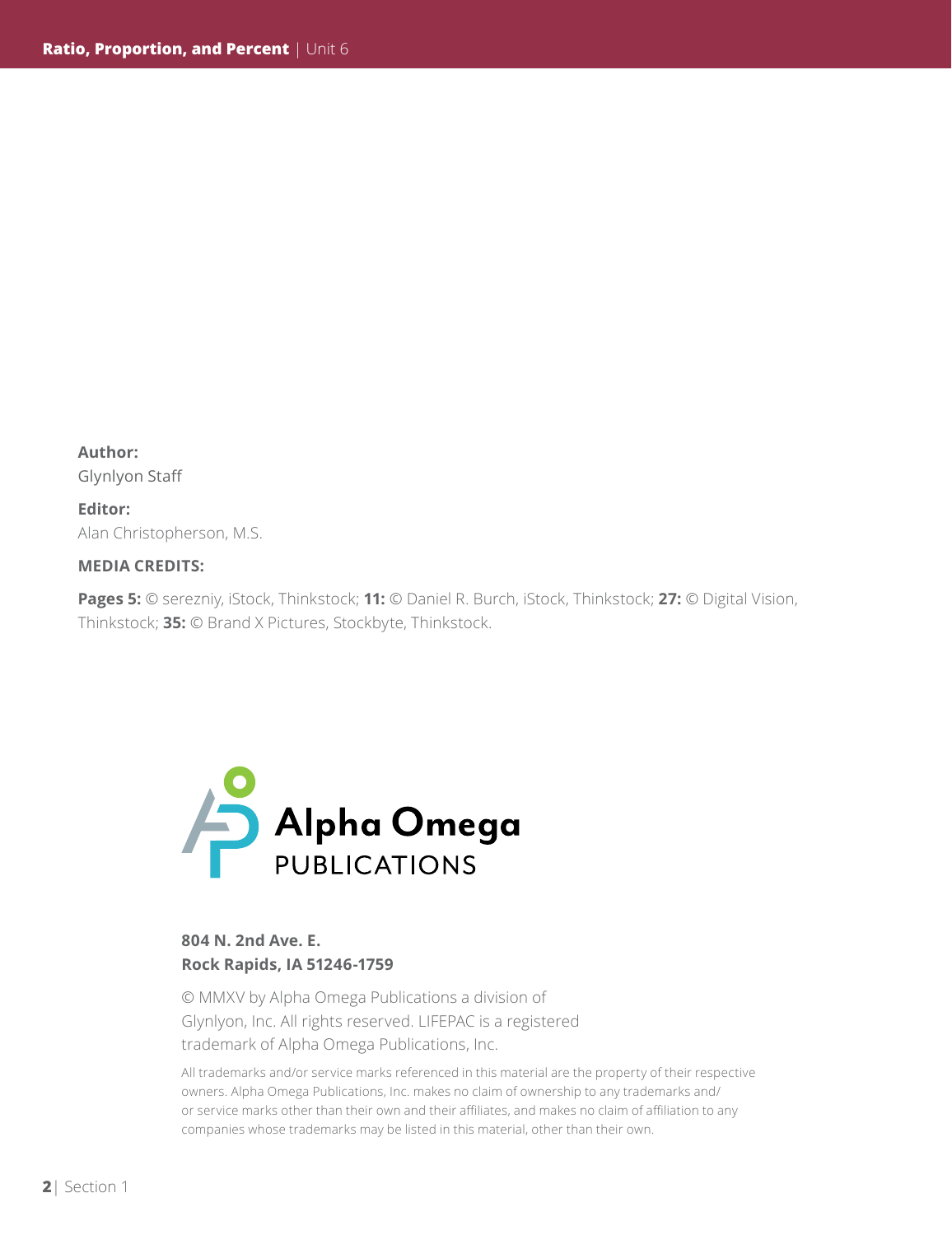**Author:**
Glynlyon Staff

**Editor:**
Alan Christopherson, M.S.

**MEDIA CREDITS:**

**Pages 5:** © serezniy, iStock, Thinkstock; **11:** © Daniel R. Burch, iStock, Thinkstock; **27:** © Digital Vision, Thinkstock; **35:** © Brand X Pictures, Stockbyte, Thinkstock.

Alpha Omega
PUBLICATIONS

**804 N. 2nd Ave. E.**
**Rock Rapids, IA 51246-1759**

© MMXV by Alpha Omega Publications a division of Glynlyon, Inc. All rights reserved. LIFEPAC is a registered trademark of Alpha Omega Publications, Inc.

All trademarks and/or service marks referenced in this material are the property of their respective owners. Alpha Omega Publications, Inc. makes no claim of ownership to any trademarks and/or service marks other than their own and their affiliates, and makes no claim of affiliation to any companies whose trademarks may be listed in this material, other than their own.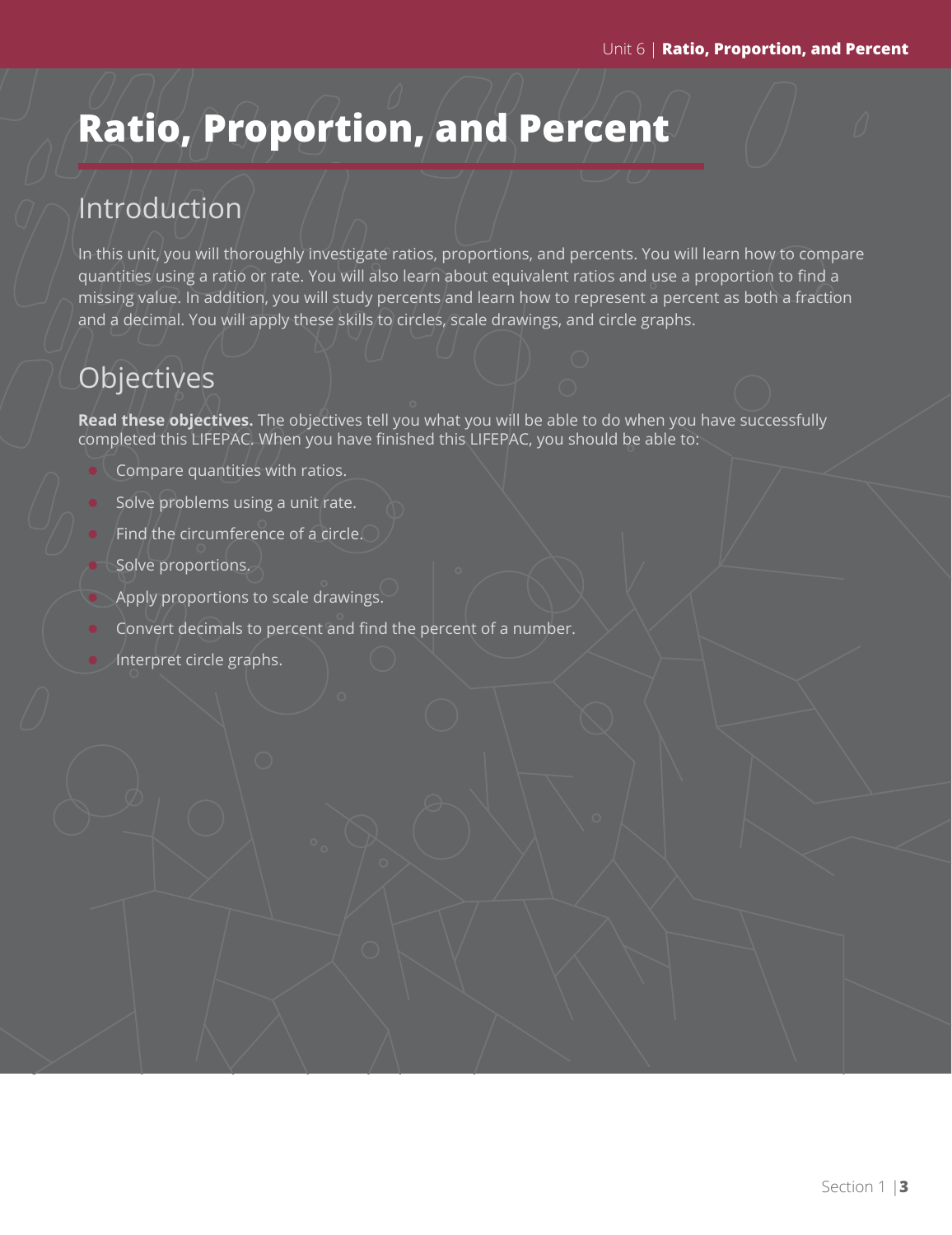# Ratio, Proportion, and Percent

## Introduction

In this unit, you will thoroughly investigate ratios, proportions, and percents. You will learn how to compare quantities using a ratio or rate. You will also learn about equivalent ratios and use a proportion to find a missing value. In addition, you will study percents and learn how to represent a percent as both a fraction and a decimal. You will apply these skills to circles, scale drawings, and circle graphs.

## Objectives

**Read these objectives.** The objectives tell you what you will be able to do when you have successfully completed this LIFEPAC. When you have finished this LIFEPAC, you should be able to:

- Compare quantities with ratios.
- Solve problems using a unit rate.
- Find the circumference of a circle.
- Solve proportions.
- Apply proportions to scale drawings.
- Convert decimals to percent and find the percent of a number.
- Interpret circle graphs.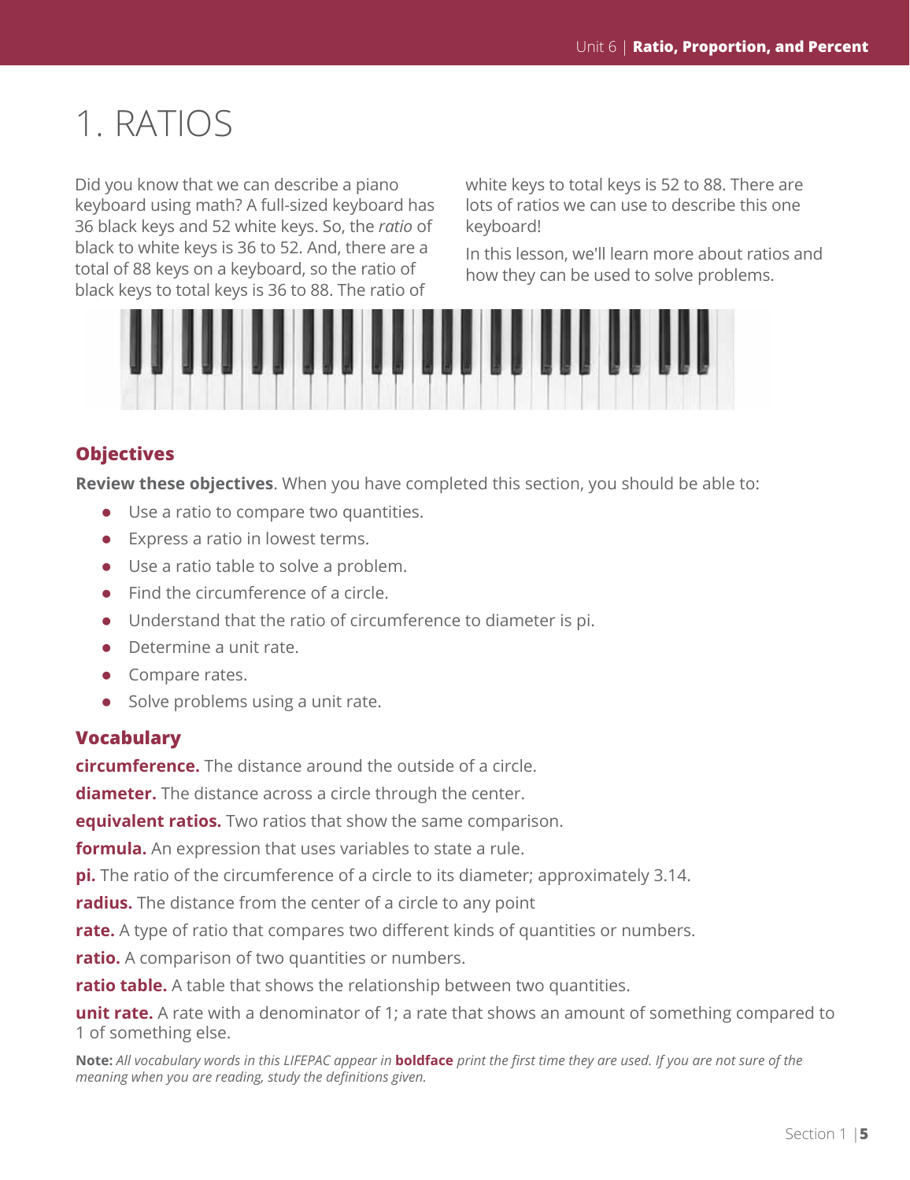# 1. RATIOS

Did you know that we can describe a piano keyboard using math? A full-sized keyboard has 36 black keys and 52 white keys. So, the *ratio* of black to white keys is 36 to 52. And, there are a total of 88 keys on a keyboard, so the ratio of black keys to total keys is 36 to 88. The ratio of white keys to total keys is 52 to 88. There are lots of ratios we can use to describe this one keyboard!

In this lesson, we'll learn more about ratios and how they can be used to solve problems.

## Objectives

**Review these objectives**. When you have completed this section, you should be able to:

- Use a ratio to compare two quantities.
- Express a ratio in lowest terms.
- Use a ratio table to solve a problem.
- Find the circumference of a circle.
- Understand that the ratio of circumference to diameter is pi.
- Determine a unit rate.
- Compare rates.
- Solve problems using a unit rate.

## Vocabulary

**circumference.** The distance around the outside of a circle.

**diameter.** The distance across a circle through the center.

**equivalent ratios.** Two ratios that show the same comparison.

**formula.** An expression that uses variables to state a rule.

**pi.** The ratio of the circumference of a circle to its diameter; approximately 3.14.

**radius.** The distance from the center of a circle to any point

**rate.** A type of ratio that compares two different kinds of quantities or numbers.

**ratio.** A comparison of two quantities or numbers.

**ratio table.** A table that shows the relationship between two quantities.

**unit rate.** A rate with a denominator of 1; a rate that shows an amount of something compared to 1 of something else.

**Note:** *All vocabulary words in this LIFEPAC appear in* **boldface** *print the first time they are used. If you are not sure of the meaning when you are reading, study the definitions given.*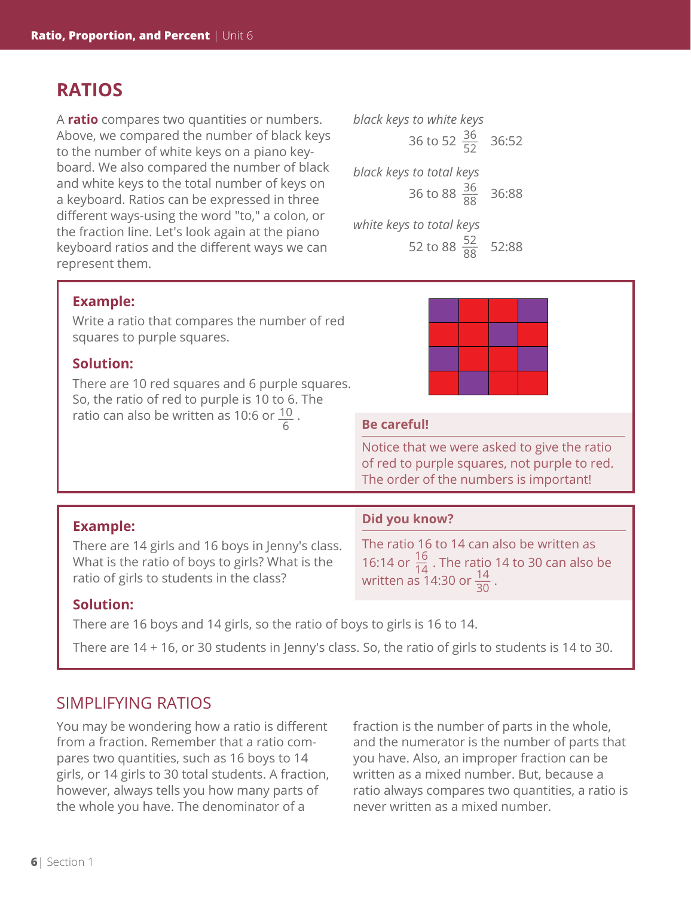## RATIOS

A **ratio** compares two quantities or numbers. Above, we compared the number of black keys to the number of white keys on a piano keyboard. We also compared the number of black and white keys to the total number of keys on a keyboard. Ratios can be expressed in three different ways-using the word "to," a colon, or the fraction line. Let's look again at the piano keyboard ratios and the different ways we can represent them.

*black keys to white keys*

36 to 52 $\frac{36}{52}$ 36:52

*black keys to total keys*

36 to 88 $\frac{36}{88}$ 36:88

*white keys to total keys*

52 to 88 $\frac{52}{88}$ 52:88

**Example:**

Write a ratio that compares the number of red squares to purple squares.

**Solution:**

There are 10 red squares and 6 purple squares. So, the ratio of red to purple is 10 to 6. The ratio can also be written as 10:6 or $\frac{10}{6}$.

**Be careful!**

Notice that we were asked to give the ratio of red to purple squares, not purple to red. The order of the numbers is important!

**Example:**

There are 14 girls and 16 boys in Jenny's class. What is the ratio of boys to girls? What is the ratio of girls to students in the class?

**Solution:**

There are 16 boys and 14 girls, so the ratio of boys to girls is 16 to 14.

There are 14 + 16, or 30 students in Jenny's class. So, the ratio of girls to students is 14 to 30.

**Did you know?**

The ratio 16 to 14 can also be written as 16:14 or $\frac{16}{14}$. The ratio 14 to 30 can also be written as 14:30 or $\frac{14}{30}$.

### SIMPLIFYING RATIOS

You may be wondering how a ratio is different from a fraction. Remember that a ratio compares two quantities, such as 16 boys to 14 girls, or 14 girls to 30 total students. A fraction, however, always tells you how many parts of the whole you have. The denominator of a fraction is the number of parts in the whole, and the numerator is the number of parts that you have. Also, an improper fraction can be written as a mixed number. But, because a ratio always compares two quantities, a ratio is never written as a mixed number.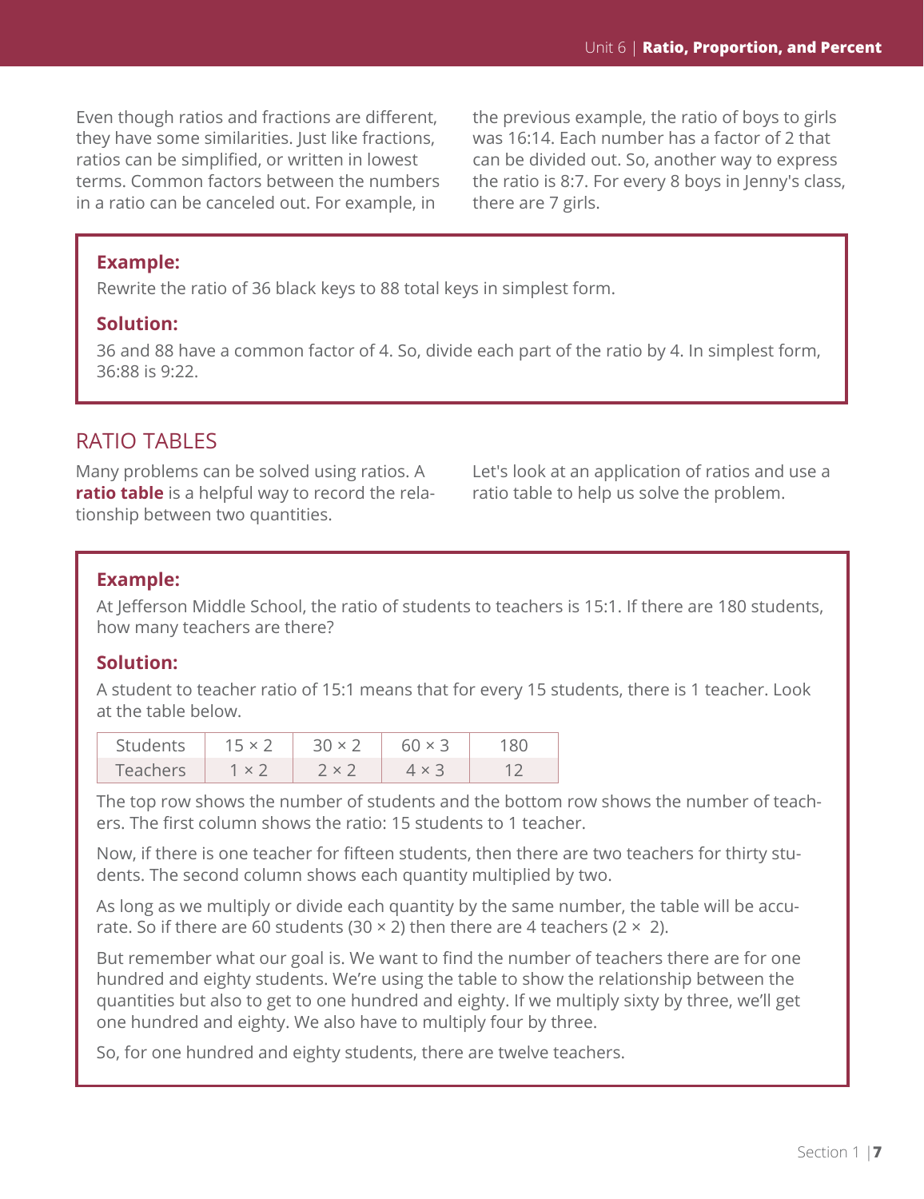Even though ratios and fractions are different, they have some similarities. Just like fractions, ratios can be simplified, or written in lowest terms. Common factors between the numbers in a ratio can be canceled out. For example, in the previous example, the ratio of boys to girls was 16:14. Each number has a factor of 2 that can be divided out. So, another way to express the ratio is 8:7. For every 8 boys in Jenny's class, there are 7 girls.

> **Example:**
>
> Rewrite the ratio of 36 black keys to 88 total keys in simplest form.
>
> **Solution:**
>
> 36 and 88 have a common factor of 4. So, divide each part of the ratio by 4. In simplest form, 36:88 is 9:22.

## RATIO TABLES

Many problems can be solved using ratios. A **ratio table** is a helpful way to record the relationship between two quantities.

Let's look at an application of ratios and use a ratio table to help us solve the problem.

> **Example:**
>
> At Jefferson Middle School, the ratio of students to teachers is 15:1. If there are 180 students, how many teachers are there?
>
> **Solution:**
>
> A student to teacher ratio of 15:1 means that for every 15 students, there is 1 teacher. Look at the table below.
>
> | Students | $15 \times 2$ | $30 \times 2$ | $60 \times 3$ | 180 |
> |---|---|---|---|---|
> | Teachers | $1 \times 2$ | $2 \times 2$ | $4 \times 3$ | 12 |
>
> The top row shows the number of students and the bottom row shows the number of teachers. The first column shows the ratio: 15 students to 1 teacher.
>
> Now, if there is one teacher for fifteen students, then there are two teachers for thirty students. The second column shows each quantity multiplied by two.
>
> As long as we multiply or divide each quantity by the same number, the table will be accurate. So if there are 60 students ($30 \times 2$) then there are 4 teachers ($2 \times 2$).
>
> But remember what our goal is. We want to find the number of teachers there are for one hundred and eighty students. We're using the table to show the relationship between the quantities but also to get to one hundred and eighty. If we multiply sixty by three, we'll get one hundred and eighty. We also have to multiply four by three.
>
> So, for one hundred and eighty students, there are twelve teachers.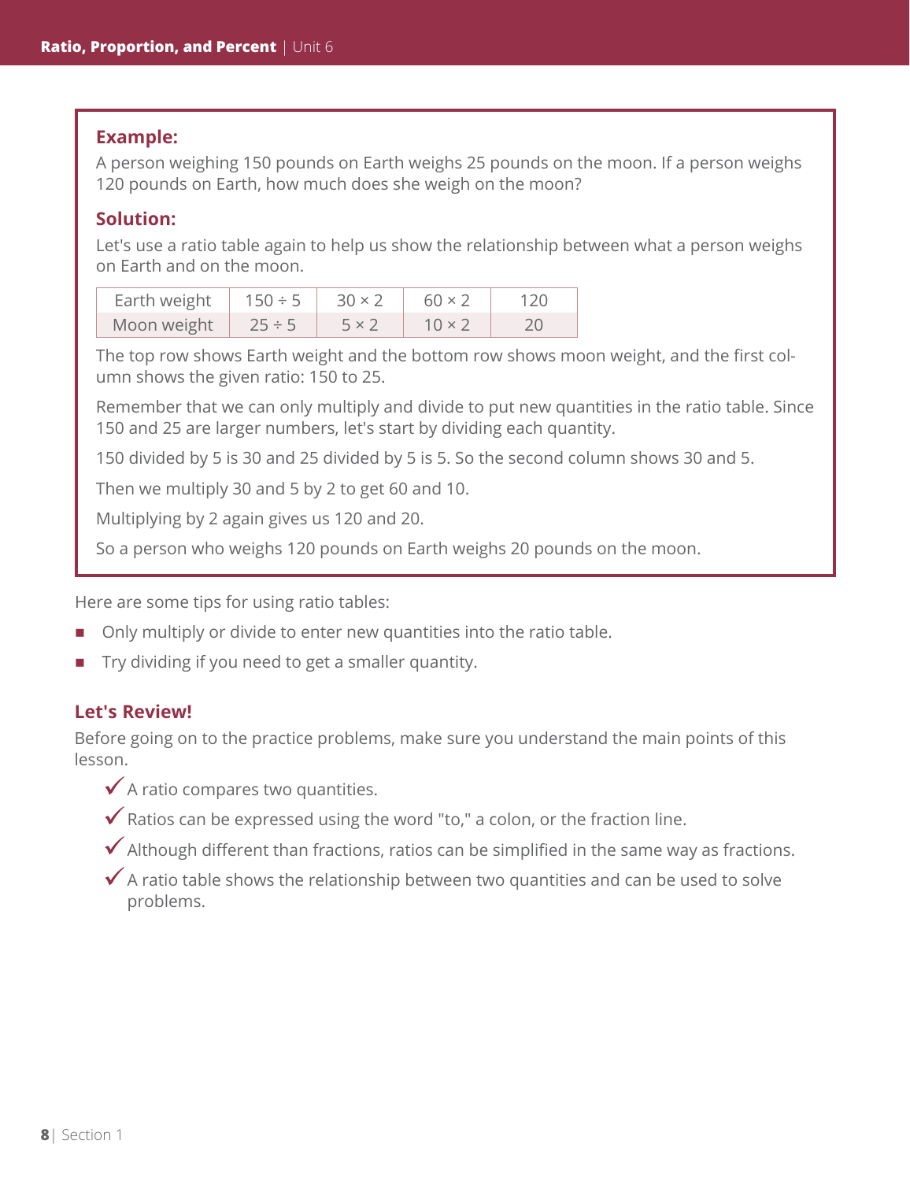### Example:

A person weighing 150 pounds on Earth weighs 25 pounds on the moon. If a person weighs 120 pounds on Earth, how much does she weigh on the moon?

### Solution:

Let's use a ratio table again to help us show the relationship between what a person weighs on Earth and on the moon.

| Earth weight | 150 ÷ 5 | 30 × 2 | 60 × 2 | 120 |
|---|---|---|---|---|
| Moon weight | 25 ÷ 5 | 5 × 2 | 10 × 2 | 20 |

The top row shows Earth weight and the bottom row shows moon weight, and the first column shows the given ratio: 150 to 25.

Remember that we can only multiply and divide to put new quantities in the ratio table. Since 150 and 25 are larger numbers, let's start by dividing each quantity.

150 divided by 5 is 30 and 25 divided by 5 is 5. So the second column shows 30 and 5.

Then we multiply 30 and 5 by 2 to get 60 and 10.

Multiplying by 2 again gives us 120 and 20.

So a person who weighs 120 pounds on Earth weighs 20 pounds on the moon.

Here are some tips for using ratio tables:

- Only multiply or divide to enter new quantities into the ratio table.
- Try dividing if you need to get a smaller quantity.

### Let's Review!

Before going on to the practice problems, make sure you understand the main points of this lesson.

- ✓ A ratio compares two quantities.
- ✓ Ratios can be expressed using the word "to," a colon, or the fraction line.
- ✓ Although different than fractions, ratios can be simplified in the same way as fractions.
- ✓ A ratio table shows the relationship between two quantities and can be used to solve problems.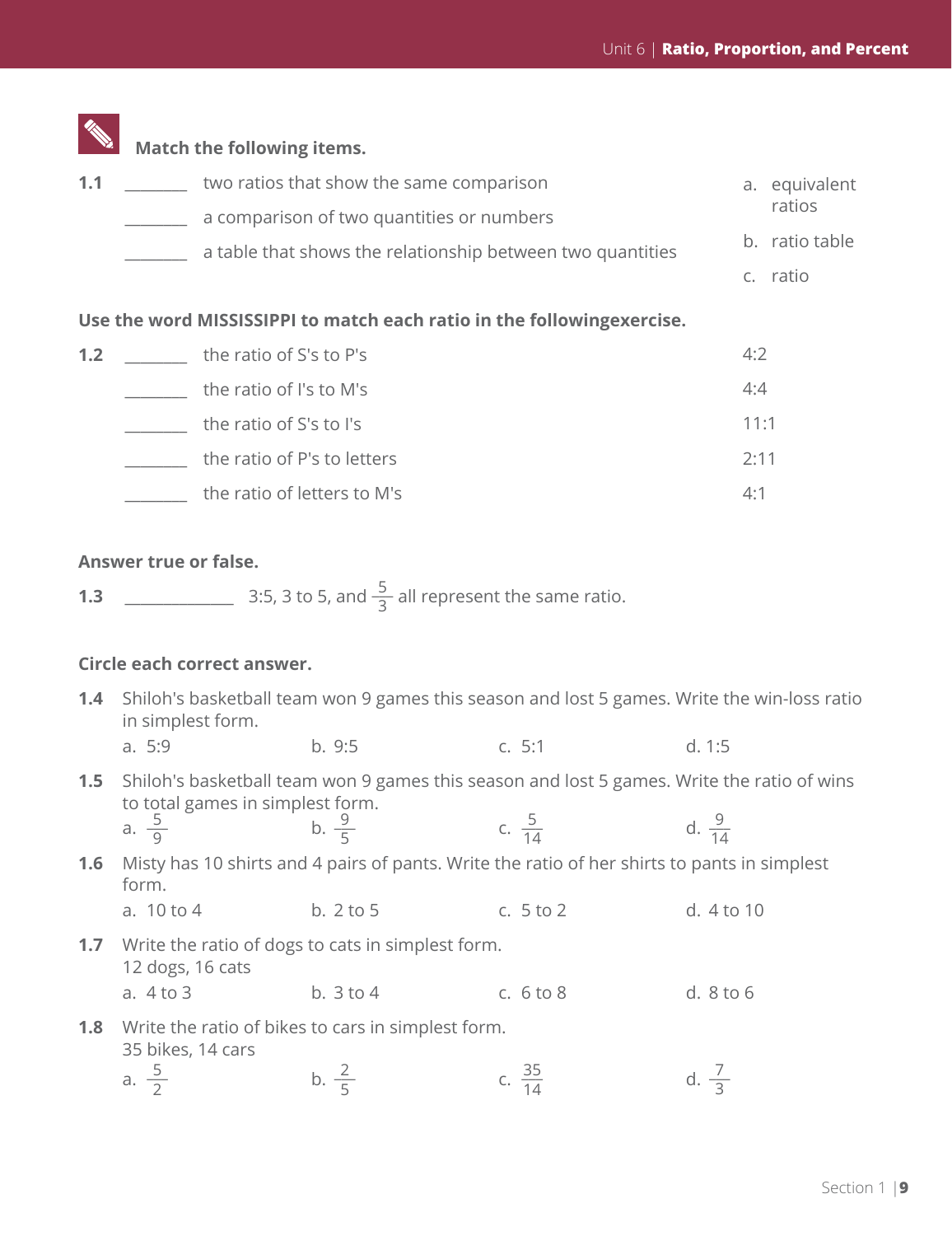**Match the following items.**

**1.1** ________ two ratios that show the same comparison

________ a comparison of two quantities or numbers

________ a table that shows the relationship between two quantities

a. equivalent ratios

b. ratio table

c. ratio

**Use the word MISSISSIPPI to match each ratio in the followingexercise.**

**1.2** ________ the ratio of S's to P's

________ the ratio of I's to M's

________ the ratio of S's to I's

________ the ratio of P's to letters

________ the ratio of letters to M's

4:2

4:4

11:1

2:11

4:1

**Answer true or false.**

**1.3** ______________ 3:5, 3 to 5, and $\frac{5}{3}$ all represent the same ratio.

**Circle each correct answer.**

**1.4** Shiloh's basketball team won 9 games this season and lost 5 games. Write the win-loss ratio in simplest form.

a. 5:9 b. 9:5 c. 5:1 d. 1:5

**1.5** Shiloh's basketball team won 9 games this season and lost 5 games. Write the ratio of wins to total games in simplest form.

a. $\frac{5}{9}$ b. $\frac{9}{5}$ c. $\frac{5}{14}$ d. $\frac{9}{14}$

**1.6** Misty has 10 shirts and 4 pairs of pants. Write the ratio of her shirts to pants in simplest form.

a. 10 to 4 b. 2 to 5 c. 5 to 2 d. 4 to 10

**1.7** Write the ratio of dogs to cats in simplest form.
12 dogs, 16 cats

a. 4 to 3 b. 3 to 4 c. 6 to 8 d. 8 to 6

**1.8** Write the ratio of bikes to cars in simplest form.
35 bikes, 14 cars

a. $\frac{5}{2}$ b. $\frac{2}{5}$ c. $\frac{35}{14}$ d. $\frac{7}{3}$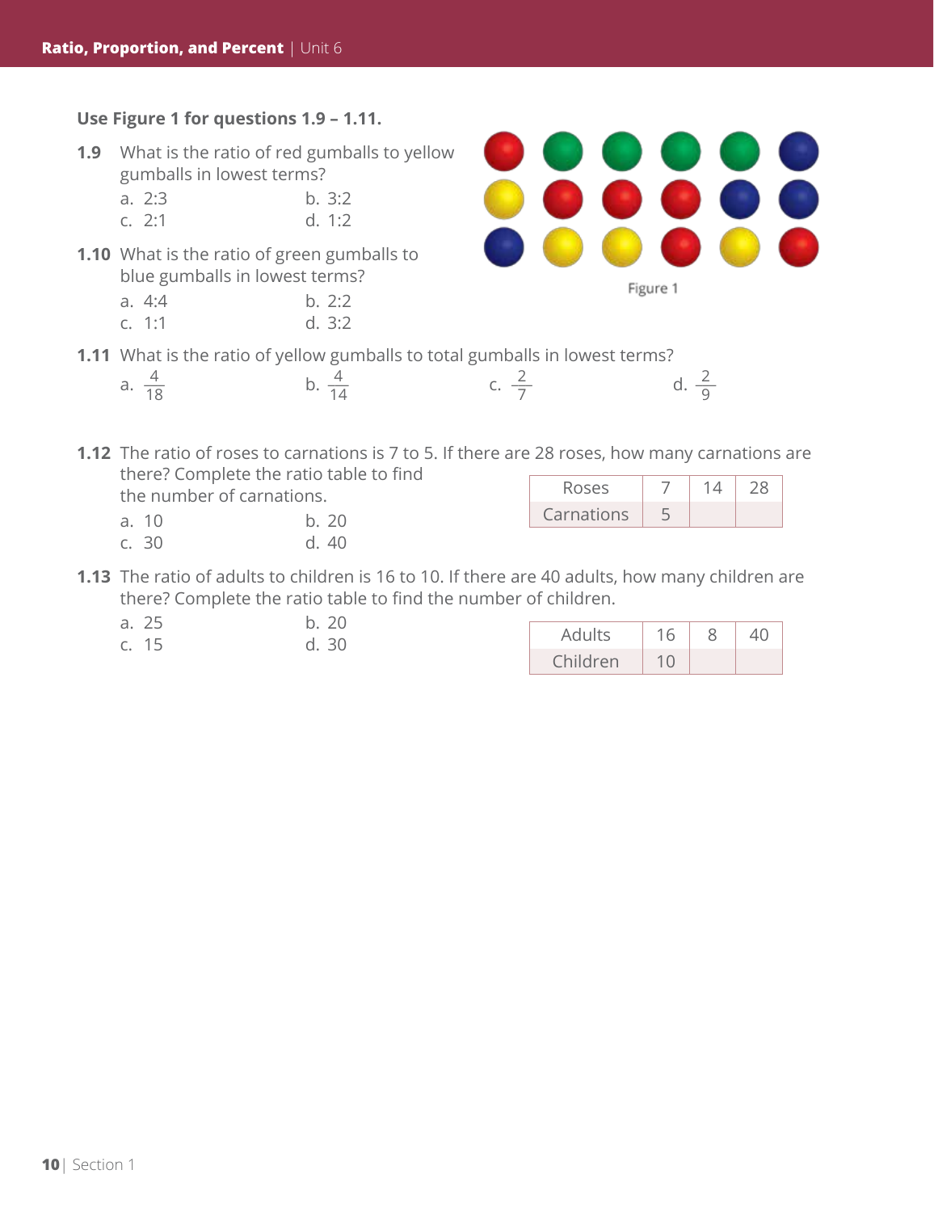**Use Figure 1 for questions 1.9 – 1.11.**

**1.9** What is the ratio of red gumballs to yellow gumballs in lowest terms?

a. 2:3 b. 3:2
c. 2:1 d. 1:2

**1.10** What is the ratio of green gumballs to blue gumballs in lowest terms?

a. 4:4 b. 2:2
c. 1:1 d. 3:2

Figure 1

**1.11** What is the ratio of yellow gumballs to total gumballs in lowest terms?

a. $\frac{4}{18}$ b. $\frac{4}{14}$ c. $\frac{2}{7}$ d. $\frac{2}{9}$

**1.12** The ratio of roses to carnations is 7 to 5. If there are 28 roses, how many carnations are there? Complete the ratio table to find the number of carnations.

a. 10 b. 20
c. 30 d. 40

| Roses | 7 | 14 | 28 |
|---|---|---|---|
| Carnations | 5 | | |

**1.13** The ratio of adults to children is 16 to 10. If there are 40 adults, how many children are there? Complete the ratio table to find the number of children.

a. 25 b. 20
c. 15 d. 30

| Adults | 16 | 8 | 40 |
|---|---|---|---|
| Children | 10 | | |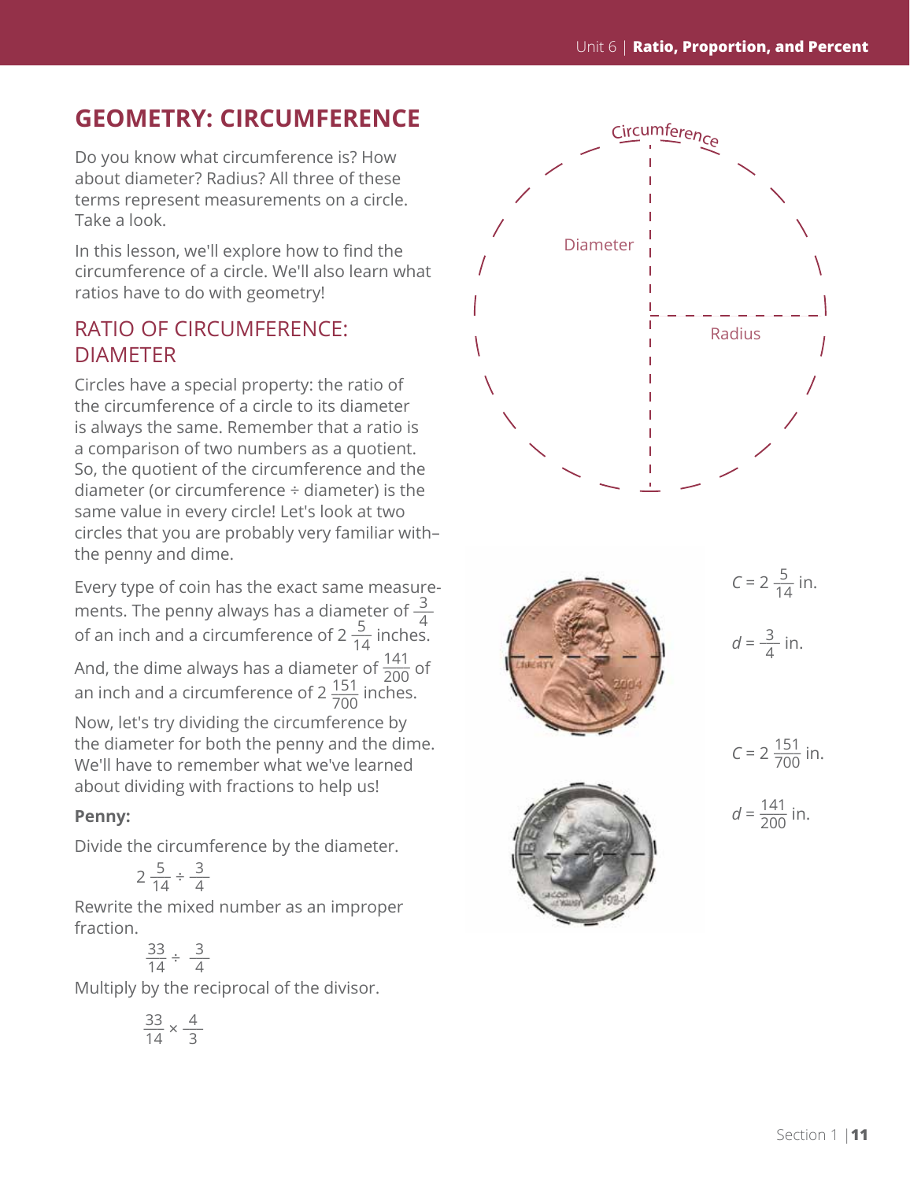## GEOMETRY: CIRCUMFERENCE

Do you know what circumference is? How about diameter? Radius? All three of these terms represent measurements on a circle. Take a look.

In this lesson, we'll explore how to find the circumference of a circle. We'll also learn what ratios have to do with geometry!

### RATIO OF CIRCUMFERENCE: DIAMETER

Circles have a special property: the ratio of the circumference of a circle to its diameter is always the same. Remember that a ratio is a comparison of two numbers as a quotient. So, the quotient of the circumference and the diameter (or circumference ÷ diameter) is the same value in every circle! Let's look at two circles that you are probably very familiar with– the penny and dime.

Every type of coin has the exact same measurements. The penny always has a diameter of $\frac{3}{4}$ of an inch and a circumference of $2\frac{5}{14}$ inches. And, the dime always has a diameter of $\frac{141}{200}$ of an inch and a circumference of $2\frac{151}{700}$ inches.

Now, let's try dividing the circumference by the diameter for both the penny and the dime. We'll have to remember what we've learned about dividing with fractions to help us!

**Penny:**

Divide the circumference by the diameter.

$$2\frac{5}{14} \div \frac{3}{4}$$

Rewrite the mixed number as an improper fraction.

$$\frac{33}{14} \div \frac{3}{4}$$

Multiply by the reciprocal of the divisor.

$$\frac{33}{14} \times \frac{4}{3}$$

Circumference

Diameter

Radius

$C = 2\frac{5}{14}$ in.

$d = \frac{3}{4}$ in.

$C = 2\frac{151}{700}$ in.

$d = \frac{141}{200}$ in.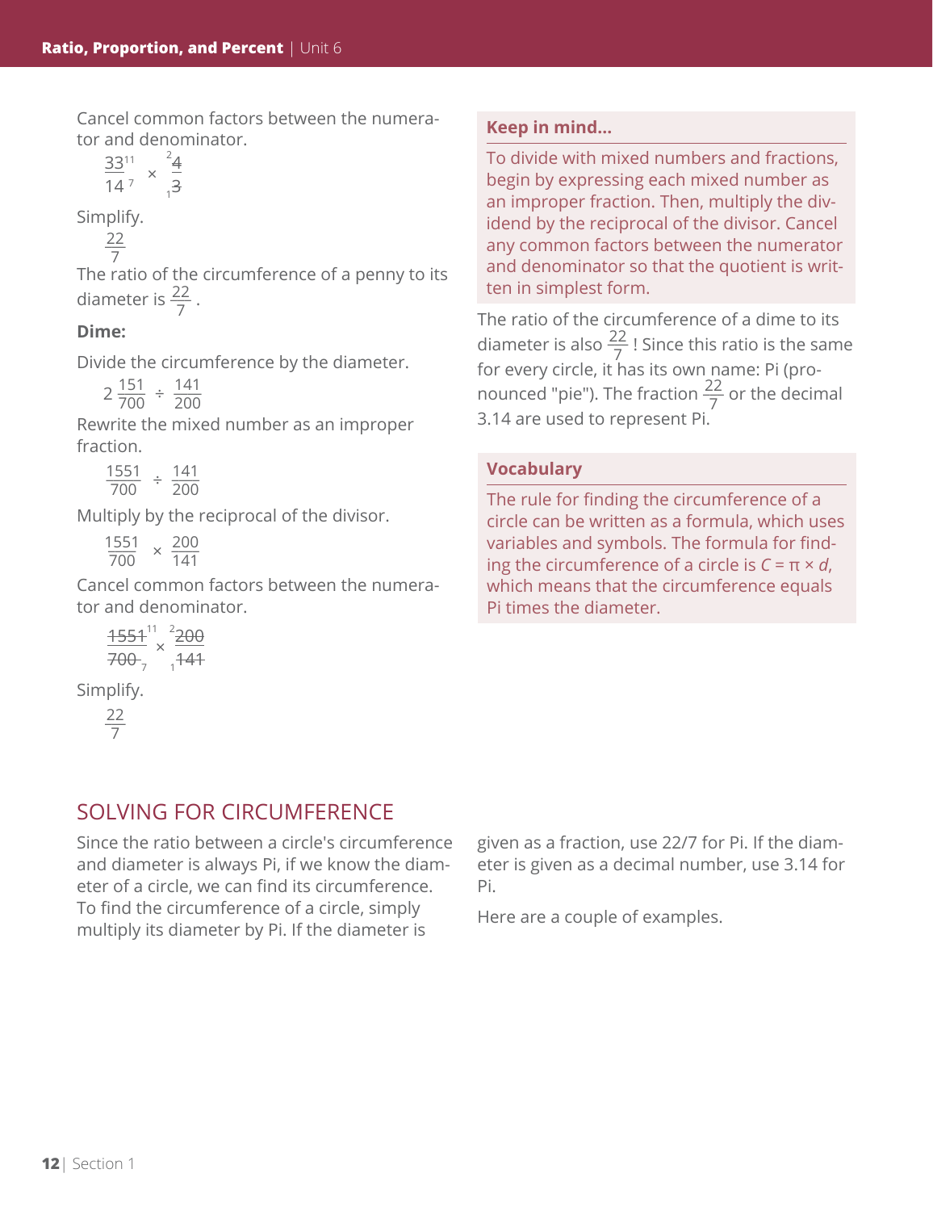Cancel common factors between the numerator and denominator.

$$\frac{\cancel{33}^{11}}{\cancel{14}_{7}} \times \frac{^{2}\cancel{4}}{_{1}\cancel{3}}$$

Simplify.

$$\frac{22}{7}$$

The ratio of the circumference of a penny to its diameter is $\frac{22}{7}$.

**Dime:**

Divide the circumference by the diameter.

$$2\frac{151}{700} \div \frac{141}{200}$$

Rewrite the mixed number as an improper fraction.

$$\frac{1551}{700} \div \frac{141}{200}$$

Multiply by the reciprocal of the divisor.

$$\frac{1551}{700} \times \frac{200}{141}$$

Cancel common factors between the numerator and denominator.

$$\frac{\cancel{1551}^{11}}{\cancel{700}_{7}} \times \frac{^{2}\cancel{200}}{_{1}\cancel{141}}$$

Simplify.

$$\frac{22}{7}$$

**Keep in mind...**

To divide with mixed numbers and fractions, begin by expressing each mixed number as an improper fraction. Then, multiply the dividend by the reciprocal of the divisor. Cancel any common factors between the numerator and denominator so that the quotient is written in simplest form.

The ratio of the circumference of a dime to its diameter is also $\frac{22}{7}$! Since this ratio is the same for every circle, it has its own name: Pi (pronounced "pie"). The fraction $\frac{22}{7}$ or the decimal 3.14 are used to represent Pi.

**Vocabulary**

The rule for finding the circumference of a circle can be written as a formula, which uses variables and symbols. The formula for finding the circumference of a circle is $C = \pi \times d$, which means that the circumference equals Pi times the diameter.

## SOLVING FOR CIRCUMFERENCE

Since the ratio between a circle's circumference and diameter is always Pi, if we know the diameter of a circle, we can find its circumference. To find the circumference of a circle, simply multiply its diameter by Pi. If the diameter is given as a fraction, use 22/7 for Pi. If the diameter is given as a decimal number, use 3.14 for Pi.

Here are a couple of examples.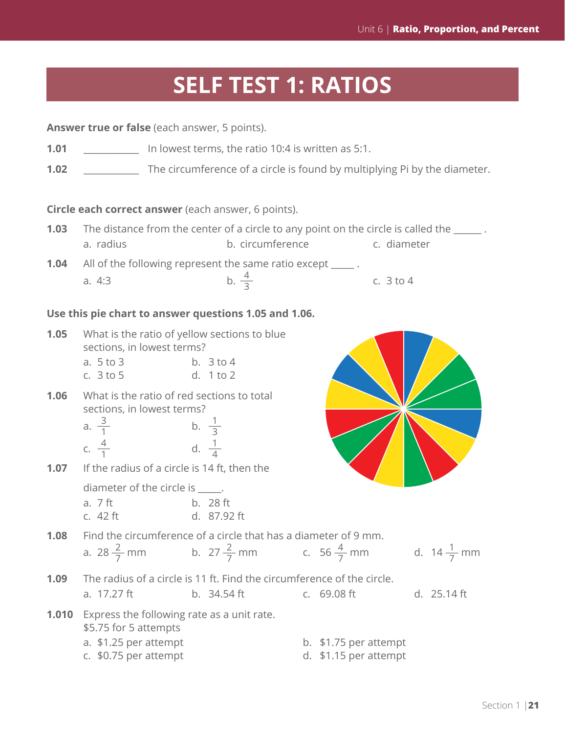# SELF TEST 1: RATIOS

**Answer true or false** (each answer, 5 points).

**1.01** \_\_\_\_\_\_\_\_\_\_\_ In lowest terms, the ratio 10:4 is written as 5:1.

**1.02** \_\_\_\_\_\_\_\_\_\_\_ The circumference of a circle is found by multiplying Pi by the diameter.

**Circle each correct answer** (each answer, 6 points).

**1.03** The distance from the center of a circle to any point on the circle is called the \_\_\_\_\_\_ .

a. radius  b. circumference  c. diameter

**1.04** All of the following represent the same ratio except \_\_\_\_\_ .

a. 4:3  b. $\frac{4}{3}$  c. 3 to 4

**Use this pie chart to answer questions 1.05 and 1.06.**

**1.05** What is the ratio of yellow sections to blue sections, in lowest terms?

a. 5 to 3  b. 3 to 4
c. 3 to 5  d. 1 to 2

**1.06** What is the ratio of red sections to total sections, in lowest terms?

a. $\frac{3}{1}$  b. $\frac{1}{3}$
c. $\frac{4}{1}$  d. $\frac{1}{4}$

**1.07** If the radius of a circle is 14 ft, then the diameter of the circle is \_\_\_\_\_.

a. 7 ft  b. 28 ft
c. 42 ft  d. 87.92 ft

**1.08** Find the circumference of a circle that has a diameter of 9 mm.

a. $28\frac{2}{7}$ mm  b. $27\frac{2}{7}$ mm  c. $56\frac{4}{7}$ mm  d. $14\frac{1}{7}$ mm

**1.09** The radius of a circle is 11 ft. Find the circumference of the circle.

a. 17.27 ft  b. 34.54 ft  c. 69.08 ft  d. 25.14 ft

**1.010** Express the following rate as a unit rate.
$5.75 for 5 attempts

a. $1.25 per attempt  b. $1.75 per attempt
c. $0.75 per attempt  d. $1.15 per attempt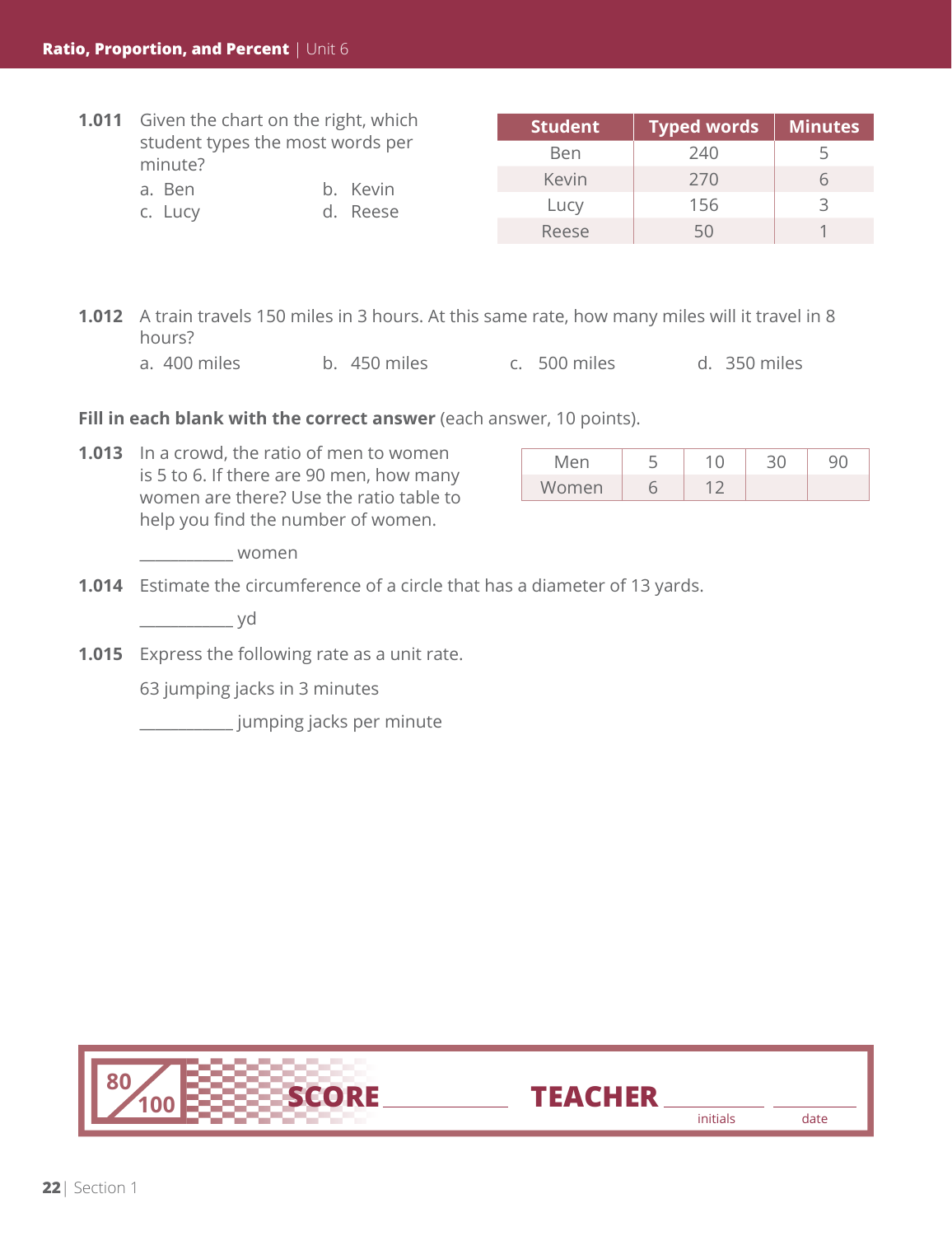**1.011** Given the chart on the right, which student types the most words per minute?

a. Ben  
b. Kevin  
c. Lucy  
d. Reese

| Student | Typed words | Minutes |
|---|---|---|
| Ben | 240 | 5 |
| Kevin | 270 | 6 |
| Lucy | 156 | 3 |
| Reese | 50 | 1 |

**1.012** A train travels 150 miles in 3 hours. At this same rate, how many miles will it travel in 8 hours?

a. 400 miles  
b. 450 miles  
c. 500 miles  
d. 350 miles

**Fill in each blank with the correct answer** (each answer, 10 points).

**1.013** In a crowd, the ratio of men to women is 5 to 6. If there are 90 men, how many women are there? Use the ratio table to help you find the number of women.

| Men | 5 | 10 | 30 | 90 |
|---|---|---|---|---|
| Women | 6 | 12 | | |

___________ women

**1.014** Estimate the circumference of a circle that has a diameter of 13 yards.

___________ yd

**1.015** Express the following rate as a unit rate.

63 jumping jacks in 3 minutes

___________ jumping jacks per minute

80/100 SCORE ___________ TEACHER ___________ initials ___________ date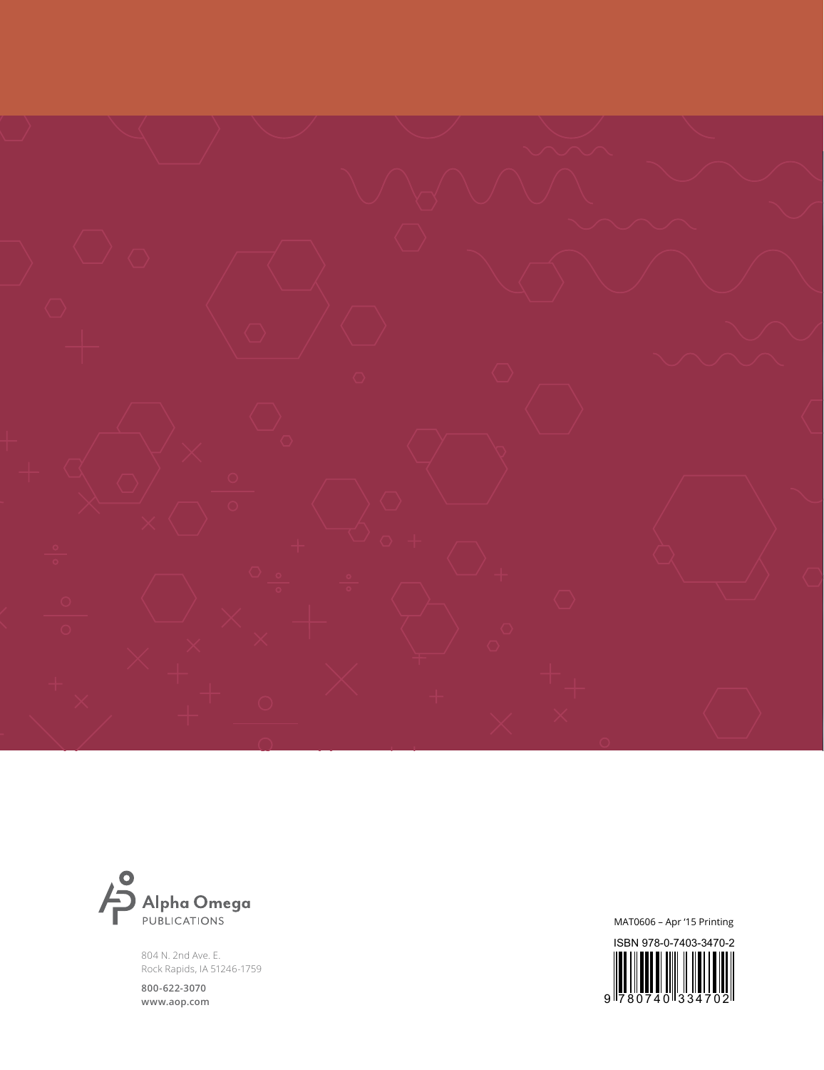Alpha Omega
PUBLICATIONS

804 N. 2nd Ave. E.
Rock Rapids, IA 51246-1759

**800-622-3070**
**www.aop.com**

MAT0606 – Apr '15 Printing

ISBN 978-0-7403-3470-2

9 780740 334702